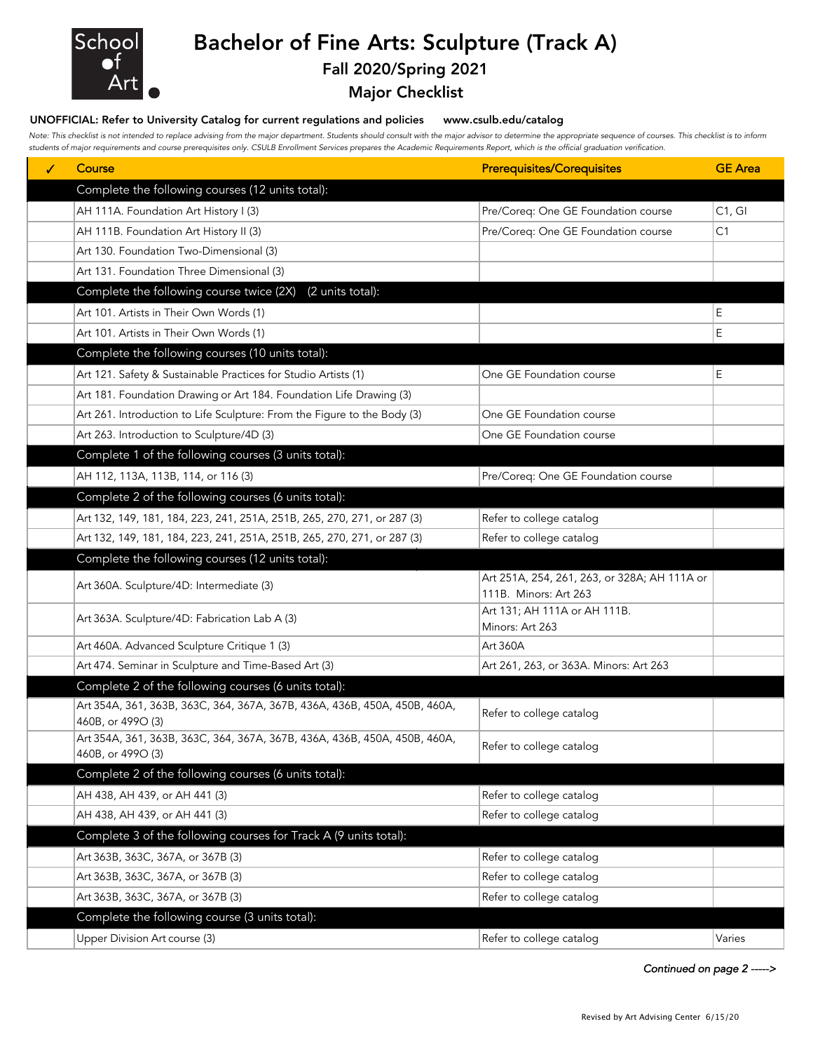# Bachelor of Fine Arts: Sculpture (Track A)

## Fall 2020/Spring 2021

## Major Checklist

**UNOFFICIAL: Refer to University Catalog for current regulations and policies www.csulb.edu/catalog**

*Note: This checklist is not intended to replace advising from the major department. Students should consult with the major advisor to determine the appropriate sequence of courses. This checklist is to inform students of major requirements and course prerequisites only. CSULB Enrollment Services prepares the Academic Requirements Report, which is the official graduation verification.*

| ✓ | Course | Prerequisites/Corequisites | GE Area |
|---|---|---|---|
| | **Complete the following courses (12 units total):** | | |
| | AH 111A. Foundation Art History I (3) | Pre/Coreq: One GE Foundation course | C1, GI |
| | AH 111B. Foundation Art History II (3) | Pre/Coreq: One GE Foundation course | C1 |
| | Art 130. Foundation Two-Dimensional (3) | | |
| | Art 131. Foundation Three Dimensional (3) | | |
| | **Complete the following course twice (2X) (2 units total):** | | |
| | Art 101. Artists in Their Own Words (1) | | E |
| | Art 101. Artists in Their Own Words (1) | | E |
| | **Complete the following courses (10 units total):** | | |
| | Art 121. Safety & Sustainable Practices for Studio Artists (1) | One GE Foundation course | E |
| | Art 181. Foundation Drawing or Art 184. Foundation Life Drawing (3) | | |
| | Art 261. Introduction to Life Sculpture: From the Figure to the Body (3) | One GE Foundation course | |
| | Art 263. Introduction to Sculpture/4D (3) | One GE Foundation course | |
| | **Complete 1 of the following courses (3 units total):** | | |
| | AH 112, 113A, 113B, 114, or 116 (3) | Pre/Coreq: One GE Foundation course | |
| | **Complete 2 of the following courses (6 units total):** | | |
| | Art 132, 149, 181, 184, 223, 241, 251A, 251B, 265, 270, 271, or 287 (3) | Refer to college catalog | |
| | Art 132, 149, 181, 184, 223, 241, 251A, 251B, 265, 270, 271, or 287 (3) | Refer to college catalog | |
| | **Complete the following courses (12 units total):** | | |
| | Art 360A. Sculpture/4D: Intermediate (3) | Art 251A, 254, 261, 263, or 328A; AH 111A or 111B. Minors: Art 263 | |
| | Art 363A. Sculpture/4D: Fabrication Lab A (3) | Art 131; AH 111A or AH 111B. Minors: Art 263 | |
| | Art 460A. Advanced Sculpture Critique 1 (3) | Art 360A | |
| | Art 474. Seminar in Sculpture and Time-Based Art (3) | Art 261, 263, or 363A. Minors: Art 263 | |
| | **Complete 2 of the following courses (6 units total):** | | |
| | Art 354A, 361, 363B, 363C, 364, 367A, 367B, 436A, 436B, 450A, 450B, 460A, 460B, or 499O (3) | Refer to college catalog | |
| | Art 354A, 361, 363B, 363C, 364, 367A, 367B, 436A, 436B, 450A, 450B, 460A, 460B, or 499O (3) | Refer to college catalog | |
| | **Complete 2 of the following courses (6 units total):** | | |
| | AH 438, AH 439, or AH 441 (3) | Refer to college catalog | |
| | AH 438, AH 439, or AH 441 (3) | Refer to college catalog | |
| | **Complete 3 of the following courses for Track A (9 units total):** | | |
| | Art 363B, 363C, 367A, or 367B (3) | Refer to college catalog | |
| | Art 363B, 363C, 367A, or 367B (3) | Refer to college catalog | |
| | Art 363B, 363C, 367A, or 367B (3) | Refer to college catalog | |
| | **Complete the following course (3 units total):** | | |
| | Upper Division Art course (3) | Refer to college catalog | Varies |

*Continued on page 2 ----->*

Revised by Art Advising Center 6/15/20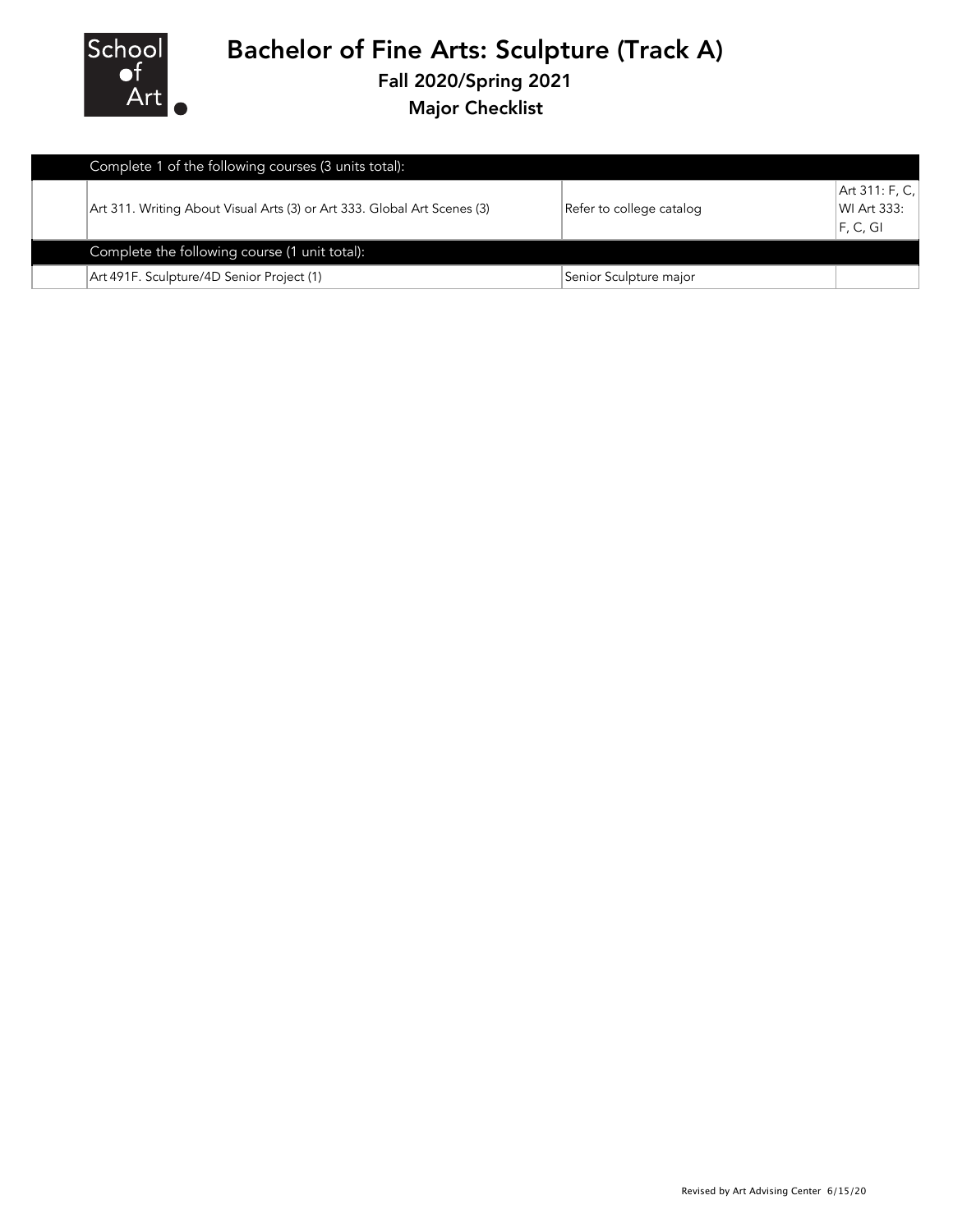# Bachelor of Fine Arts: Sculpture (Track A)

## Fall 2020/Spring 2021

## Major Checklist

| | Complete 1 of the following courses (3 units total): | | |
|---|---|---|---|
| | Art 311. Writing About Visual Arts (3) or Art 333. Global Art Scenes (3) | Refer to college catalog | Art 311: F, C, WI Art 333: F, C, GI |
| | **Complete the following course (1 unit total):** | | |
| | Art 491F. Sculpture/4D Senior Project (1) | Senior Sculpture major | |

Revised by Art Advising Center 6/15/20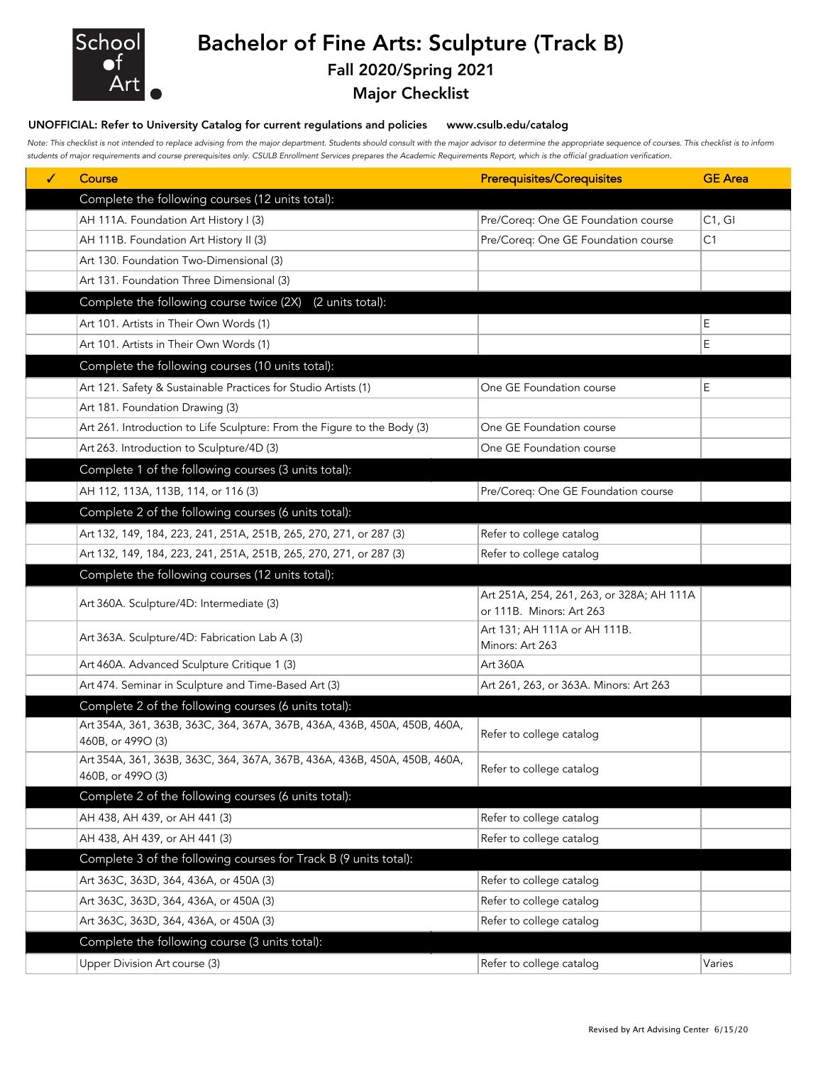# Bachelor of Fine Arts: Sculpture (Track B)

## Fall 2020/Spring 2021

## Major Checklist

**UNOFFICIAL: Refer to University Catalog for current regulations and policies www.csulb.edu/catalog**

*Note: This checklist is not intended to replace advising from the major department. Students should consult with the major advisor to determine the appropriate sequence of courses. This checklist is to inform students of major requirements and course prerequisites only. CSULB Enrollment Services prepares the Academic Requirements Report, which is the official graduation verification.*

| ✓ | Course | Prerequisites/Corequisites | GE Area |
|---|---|---|---|
| | **Complete the following courses (12 units total):** | | |
| | AH 111A. Foundation Art History I (3) | Pre/Coreq: One GE Foundation course | C1, GI |
| | AH 111B. Foundation Art History II (3) | Pre/Coreq: One GE Foundation course | C1 |
| | Art 130. Foundation Two-Dimensional (3) | | |
| | Art 131. Foundation Three Dimensional (3) | | |
| | **Complete the following course twice (2X) (2 units total):** | | |
| | Art 101. Artists in Their Own Words (1) | | E |
| | Art 101. Artists in Their Own Words (1) | | E |
| | **Complete the following courses (10 units total):** | | |
| | Art 121. Safety & Sustainable Practices for Studio Artists (1) | One GE Foundation course | E |
| | Art 181. Foundation Drawing (3) | | |
| | Art 261. Introduction to Life Sculpture: From the Figure to the Body (3) | One GE Foundation course | |
| | Art 263. Introduction to Sculpture/4D (3) | One GE Foundation course | |
| | **Complete 1 of the following courses (3 units total):** | | |
| | AH 112, 113A, 113B, 114, or 116 (3) | Pre/Coreq: One GE Foundation course | |
| | **Complete 2 of the following courses (6 units total):** | | |
| | Art 132, 149, 184, 223, 241, 251A, 251B, 265, 270, 271, or 287 (3) | Refer to college catalog | |
| | Art 132, 149, 184, 223, 241, 251A, 251B, 265, 270, 271, or 287 (3) | Refer to college catalog | |
| | **Complete the following courses (12 units total):** | | |
| | Art 360A. Sculpture/4D: Intermediate (3) | Art 251A, 254, 261, 263, or 328A; AH 111A or 111B. Minors: Art 263 | |
| | Art 363A. Sculpture/4D: Fabrication Lab A (3) | Art 131; AH 111A or AH 111B. Minors: Art 263 | |
| | Art 460A. Advanced Sculpture Critique 1 (3) | Art 360A | |
| | Art 474. Seminar in Sculpture and Time-Based Art (3) | Art 261, 263, or 363A. Minors: Art 263 | |
| | **Complete 2 of the following courses (6 units total):** | | |
| | Art 354A, 361, 363B, 363C, 364, 367A, 367B, 436A, 436B, 450A, 450B, 460A, 460B, or 499O (3) | Refer to college catalog | |
| | Art 354A, 361, 363B, 363C, 364, 367A, 367B, 436A, 436B, 450A, 450B, 460A, 460B, or 499O (3) | Refer to college catalog | |
| | **Complete 2 of the following courses (6 units total):** | | |
| | AH 438, AH 439, or AH 441 (3) | Refer to college catalog | |
| | AH 438, AH 439, or AH 441 (3) | Refer to college catalog | |
| | **Complete 3 of the following courses for Track B (9 units total):** | | |
| | Art 363C, 363D, 364, 436A, or 450A (3) | Refer to college catalog | |
| | Art 363C, 363D, 364, 436A, or 450A (3) | Refer to college catalog | |
| | Art 363C, 363D, 364, 436A, or 450A (3) | Refer to college catalog | |
| | **Complete the following course (3 units total):** | | |
| | Upper Division Art course (3) | Refer to college catalog | Varies |

Revised by Art Advising Center 6/15/20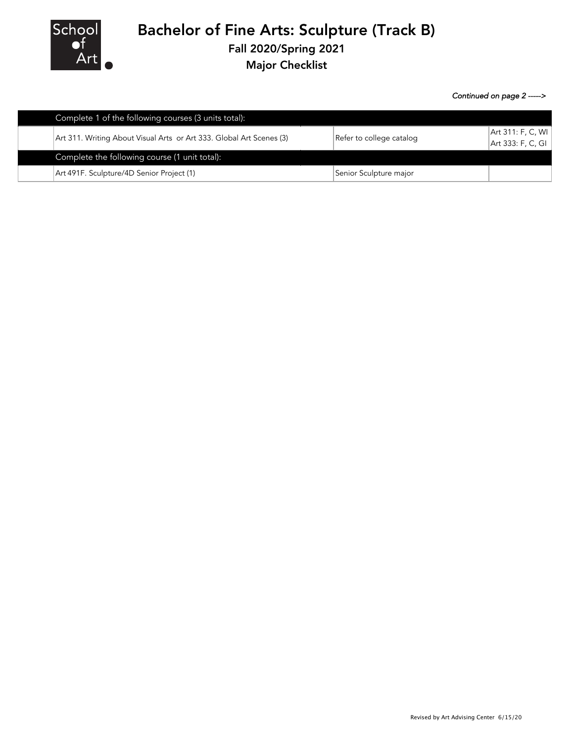# Bachelor of Fine Arts: Sculpture (Track B)

## Fall 2020/Spring 2021

## Major Checklist

*Continued on page 2 ------>*

| | | | |
|---|---|---|---|
| | **Complete 1 of the following courses (3 units total):** | | |
| | Art 311. Writing About Visual Arts or Art 333. Global Art Scenes (3) | Refer to college catalog | Art 311: F, C, WI<br>Art 333: F, C, GI |
| | **Complete the following course (1 unit total):** | | |
| | Art 491F. Sculpture/4D Senior Project (1) | Senior Sculpture major | |

Revised by Art Advising Center 6/15/20